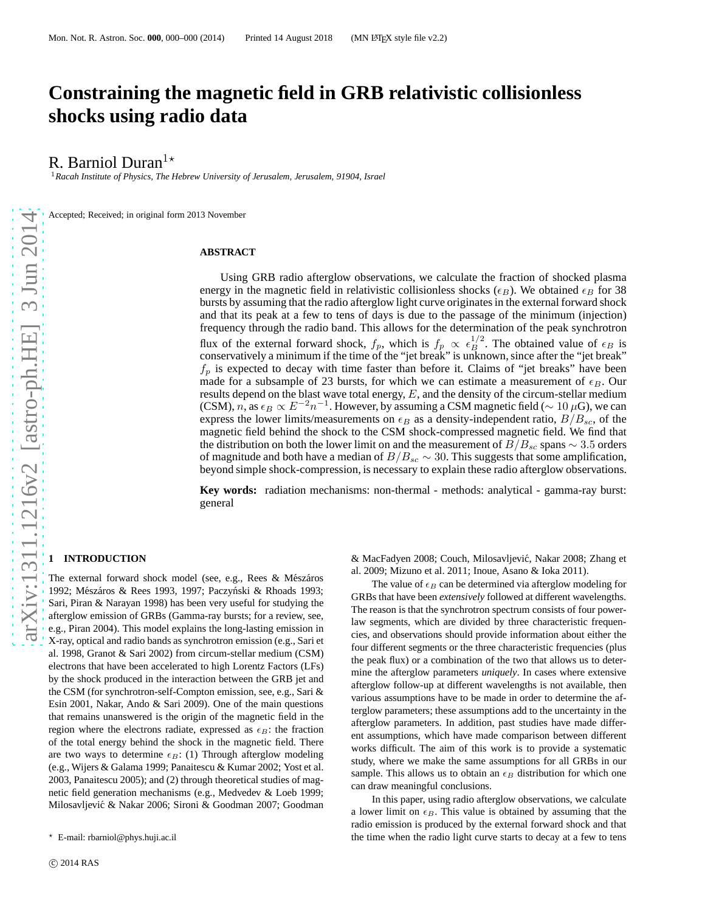# Constraining the magnetic field in GRB relativistic collisionless shocks using radio data

R. Barniol Duran[1]*

[1]*Racah Institute of Physics, The Hebrew University of Jerusalem, Jerusalem, 91904, Israel*

Accepted; Received; in original form 2013 November

## ABSTRACT

Using GRB radio afterglow observations, we calculate the fraction of shocked plasma energy in the magnetic field in relativistic collisionless shocks ($\epsilon_B$). We obtained $\epsilon_B$ for 38 bursts by assuming that the radio afterglow light curve originates in the external forward shock and that its peak at a few to tens of days is due to the passage of the minimum (injection) frequency through the radio band. This allows for the determination of the peak synchrotron flux of the external forward shock, $f_p$, which is $f_p \propto \epsilon_B^{1/2}$. The obtained value of $\epsilon_B$ is conservatively a minimum if the time of the "jet break" is unknown, since after the "jet break" $f_p$ is expected to decay with time faster than before it. Claims of "jet breaks" have been made for a subsample of 23 bursts, for which we can estimate a measurement of $\epsilon_B$. Our results depend on the blast wave total energy, $E$, and the density of the circum-stellar medium (CSM), $n$, as $\epsilon_B \propto E^{-2} n^{-1}$. However, by assuming a CSM magnetic field ($\sim 10\,\mu$G), we can express the lower limits/measurements on $\epsilon_B$ as a density-independent ratio, $B/B_{sc}$, of the magnetic field behind the shock to the CSM shock-compressed magnetic field. We find that the distribution on both the lower limit on and the measurement of $B/B_{sc}$ spans $\sim 3.5$ orders of magnitude and both have a median of $B/B_{sc} \sim 30$. This suggests that some amplification, beyond simple shock-compression, is necessary to explain these radio afterglow observations.

**Key words:** radiation mechanisms: non-thermal - methods: analytical - gamma-ray burst: general

## 1 INTRODUCTION

The external forward shock model (see, e.g., Rees & Mészáros 1992; Mészáros & Rees 1993, 1997; Paczyński & Rhoads 1993; Sari, Piran & Narayan 1998) has been very useful for studying the afterglow emission of GRBs (Gamma-ray bursts; for a review, see, e.g., Piran 2004). This model explains the long-lasting emission in X-ray, optical and radio bands as synchrotron emission (e.g., Sari et al. 1998, Granot & Sari 2002) from circum-stellar medium (CSM) electrons that have been accelerated to high Lorentz Factors (LFs) by the shock produced in the interaction between the GRB jet and the CSM (for synchrotron-self-Compton emission, see, e.g., Sari & Esin 2001, Nakar, Ando & Sari 2009). One of the main questions that remains unanswered is the origin of the magnetic field in the region where the electrons radiate, expressed as $\epsilon_B$: the fraction of the total energy behind the shock in the magnetic field. There are two ways to determine $\epsilon_B$: (1) Through afterglow modeling (e.g., Wijers & Galama 1999; Panaitescu & Kumar 2002; Yost et al. 2003, Panaitescu 2005); and (2) through theoretical studies of magnetic field generation mechanisms (e.g., Medvedev & Loeb 1999; Milosavljević & Nakar 2006; Sironi & Goodman 2007; Goodman & MacFadyen 2008; Couch, Milosavljević, Nakar 2008; Zhang et al. 2009; Mizuno et al. 2011; Inoue, Asano & Ioka 2011).

The value of $\epsilon_B$ can be determined via afterglow modeling for GRBs that have been *extensively* followed at different wavelengths. The reason is that the synchrotron spectrum consists of four power-law segments, which are divided by three characteristic frequencies, and observations should provide information about either the four different segments or the three characteristic frequencies (plus the peak flux) or a combination of the two that allows us to determine the afterglow parameters *uniquely*. In cases where extensive afterglow follow-up at different wavelengths is not available, then various assumptions have to be made in order to determine the afterglow parameters; these assumptions add to the uncertainty in the afterglow parameters. In addition, past studies have made different assumptions, which have made comparison between different works difficult. The aim of this work is to provide a systematic study, where we make the same assumptions for all GRBs in our sample. This allows us to obtain an $\epsilon_B$ distribution for which one can draw meaningful conclusions.

In this paper, using radio afterglow observations, we calculate a lower limit on $\epsilon_B$. This value is obtained by assuming that the radio emission is produced by the external forward shock and that the time when the radio light curve starts to decay at a few to tens

* E-mail: rbarniol@phys.huji.ac.il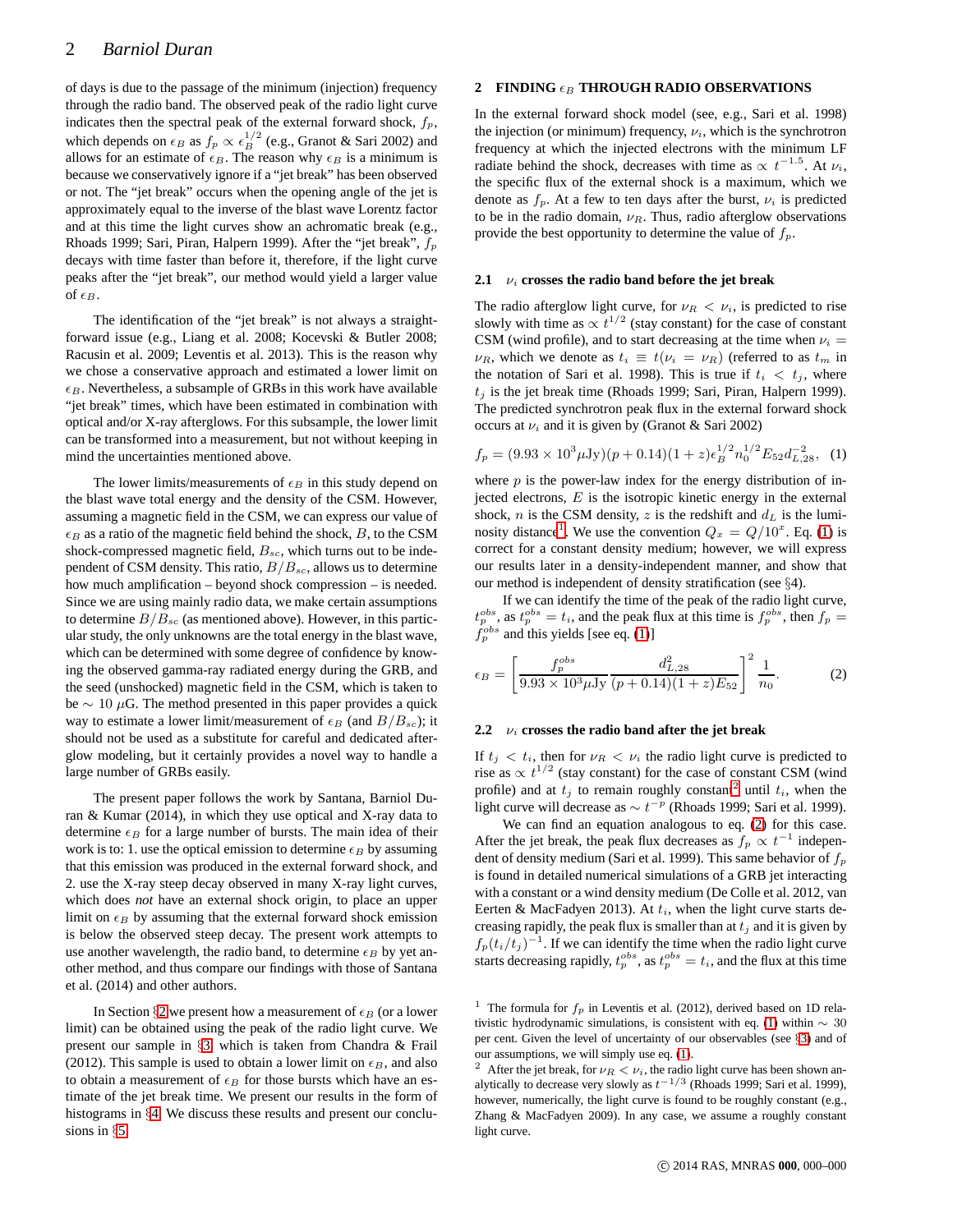of days is due to the passage of the minimum (injection) frequency through the radio band. The observed peak of the radio light curve indicates then the spectral peak of the external forward shock, $f_p$, which depends on $\epsilon_B$ as $f_p \propto \epsilon_B^{1/2}$ (e.g., Granot & Sari 2002) and allows for an estimate of $\epsilon_B$. The reason why $\epsilon_B$ is a minimum is because we conservatively ignore if a "jet break" has been observed or not. The "jet break" occurs when the opening angle of the jet is approximately equal to the inverse of the blast wave Lorentz factor and at this time the light curves show an achromatic break (e.g., Rhoads 1999; Sari, Piran, Halpern 1999). After the "jet break", $f_p$ decays with time faster than before it, therefore, if the light curve peaks after the "jet break", our method would yield a larger value of $\epsilon_B$.

The identification of the "jet break" is not always a straightforward issue (e.g., Liang et al. 2008; Kocevski & Butler 2008; Racusin et al. 2009; Leventis et al. 2013). This is the reason why we chose a conservative approach and estimated a lower limit on $\epsilon_B$. Nevertheless, a subsample of GRBs in this work have available "jet break" times, which have been estimated in combination with optical and/or X-ray afterglows. For this subsample, the lower limit can be transformed into a measurement, but not without keeping in mind the uncertainties mentioned above.

The lower limits/measurements of $\epsilon_B$ in this study depend on the blast wave total energy and the density of the CSM. However, assuming a magnetic field in the CSM, we can express our value of $\epsilon_B$ as a ratio of the magnetic field behind the shock, $B$, to the CSM shock-compressed magnetic field, $B_{sc}$, which turns out to be independent of CSM density. This ratio, $B/B_{sc}$, allows us to determine how much amplification – beyond shock compression – is needed. Since we are using mainly radio data, we make certain assumptions to determine $B/B_{sc}$ (as mentioned above). However, in this particular study, the only unknowns are the total energy in the blast wave, which can be determined with some degree of confidence by knowing the observed gamma-ray radiated energy during the GRB, and the seed (unshocked) magnetic field in the CSM, which is taken to be $\sim 10\ \mu$G. The method presented in this paper provides a quick way to estimate a lower limit/measurement of $\epsilon_B$ (and $B/B_{sc}$); it should not be used as a substitute for careful and dedicated afterglow modeling, but it certainly provides a novel way to handle a large number of GRBs easily.

The present paper follows the work by Santana, Barniol Duran & Kumar (2014), in which they use optical and X-ray data to determine $\epsilon_B$ for a large number of bursts. The main idea of their work is to: 1. use the optical emission to determine $\epsilon_B$ by assuming that this emission was produced in the external forward shock, and 2. use the X-ray steep decay observed in many X-ray light curves, which does *not* have an external shock origin, to place an upper limit on $\epsilon_B$ by assuming that the external forward shock emission is below the observed steep decay. The present work attempts to use another wavelength, the radio band, to determine $\epsilon_B$ by yet another method, and thus compare our findings with those of Santana et al. (2014) and other authors.

In Section §2 we present how a measurement of $\epsilon_B$ (or a lower limit) can be obtained using the peak of the radio light curve. We present our sample in §3, which is taken from Chandra & Frail (2012). This sample is used to obtain a lower limit on $\epsilon_B$, and also to obtain a measurement of $\epsilon_B$ for those bursts which have an estimate of the jet break time. We present our results in the form of histograms in §4. We discuss these results and present our conclusions in §5.

## 2 FINDING $\epsilon_B$ THROUGH RADIO OBSERVATIONS

In the external forward shock model (see, e.g., Sari et al. 1998) the injection (or minimum) frequency, $\nu_i$, which is the synchrotron frequency at which the injected electrons with the minimum LF radiate behind the shock, decreases with time as $\propto t^{-1.5}$. At $\nu_i$, the specific flux of the external shock is a maximum, which we denote as $f_p$. At a few to ten days after the burst, $\nu_i$ is predicted to be in the radio domain, $\nu_R$. Thus, radio afterglow observations provide the best opportunity to determine the value of $f_p$.

### 2.1 $\nu_i$ crosses the radio band before the jet break

The radio afterglow light curve, for $\nu_R < \nu_i$, is predicted to rise slowly with time as $\propto t^{1/2}$ (stay constant) for the case of constant CSM (wind profile), and to start decreasing at the time when $\nu_i = \nu_R$, which we denote as $t_i \equiv t(\nu_i = \nu_R)$ (referred to as $t_m$ in the notation of Sari et al. 1998). This is true if $t_i < t_j$, where $t_j$ is the jet break time (Rhoads 1999; Sari, Piran, Halpern 1999). The predicted synchrotron peak flux in the external forward shock occurs at $\nu_i$ and it is given by (Granot & Sari 2002)

$$f_p = (9.93 \times 10^3 \mu\text{Jy})(p + 0.14)(1 + z)\epsilon_B^{1/2} n_0^{1/2} E_{52} d_{L,28}^{-2}, \quad (1)$$

where $p$ is the power-law index for the energy distribution of injected electrons, $E$ is the isotropic kinetic energy in the external shock, $n$ is the CSM density, $z$ is the redshift and $d_L$ is the luminosity distance[1]. We use the convention $Q_x = Q/10^x$. Eq. (1) is correct for a constant density medium; however, we will express our results later in a density-independent manner, and show that our method is independent of density stratification (see §4).

If we can identify the time of the peak of the radio light curve, $t_p^{obs}$, as $t_p^{obs} = t_i$, and the peak flux at this time is $f_p^{obs}$, then $f_p = f_p^{obs}$ and this yields [see eq. (1)]

$$\epsilon_B = \left[ \frac{f_p^{obs}}{9.93 \times 10^3 \mu\text{Jy}} \frac{d_{L,28}^2}{(p + 0.14)(1 + z)E_{52}} \right]^2 \frac{1}{n_0}. \quad (2)$$

### 2.2 $\nu_i$ crosses the radio band after the jet break

If $t_j < t_i$, then for $\nu_R < \nu_i$ the radio light curve is predicted to rise as $\propto t^{1/2}$ (stay constant) for the case of constant CSM (wind profile) and at $t_j$ to remain roughly constant[2] until $t_i$, when the light curve will decrease as $\sim t^{-p}$ (Rhoads 1999; Sari et al. 1999).

We can find an equation analogous to eq. (2) for this case. After the jet break, the peak flux decreases as $f_p \propto t^{-1}$ independent of density medium (Sari et al. 1999). This same behavior of $f_p$ is found in detailed numerical simulations of a GRB jet interacting with a constant or a wind density medium (De Colle et al. 2012, van Eerten & MacFadyen 2013). At $t_i$, when the light curve starts decreasing rapidly, the peak flux is smaller than at $t_j$ and it is given by $f_p(t_i/t_j)^{-1}$. If we can identify the time when the radio light curve starts decreasing rapidly, $t_p^{obs}$, as $t_p^{obs} = t_i$, and the flux at this time

[1] The formula for $f_p$ in Leventis et al. (2012), derived based on 1D relativistic hydrodynamic simulations, is consistent with eq. (1) within $\sim 30$ per cent. Given the level of uncertainty of our observables (see §3) and of our assumptions, we will simply use eq. (1).

[2] After the jet break, for $\nu_R < \nu_i$, the radio light curve has been shown analytically to decrease very slowly as $t^{-1/3}$ (Rhoads 1999; Sari et al. 1999), however, numerically, the light curve is found to be roughly constant (e.g., Zhang & MacFadyen 2009). In any case, we assume a roughly constant light curve.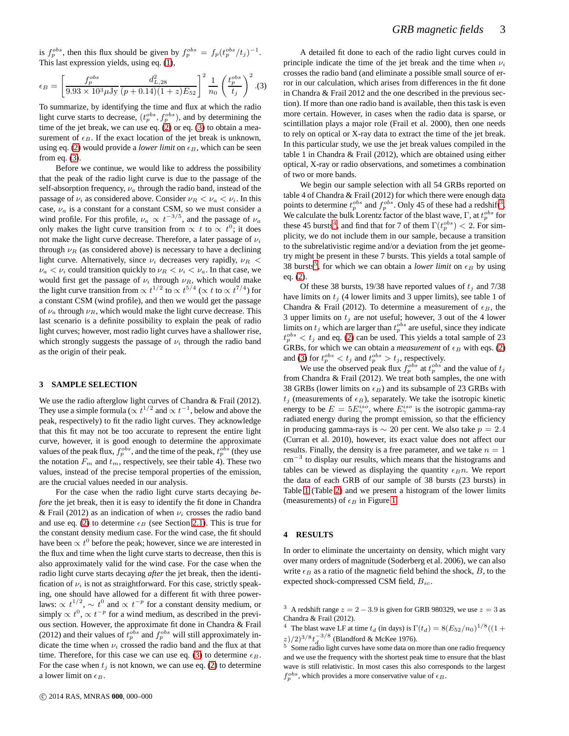is $f_p^{obs}$, then this flux should be given by $f_p^{obs} = f_p(t_p^{obs}/t_j)^{-1}$. This last expression yields, using eq. (1),

$$\epsilon_B = \left[ \frac{f_p^{obs}}{9.93 \times 10^3 \mu\text{Jy}} \frac{d_{L,28}^2}{(p+0.14)(1+z)E_{52}} \right]^2 \frac{1}{n_0} \left( \frac{t_p^{obs}}{t_j} \right)^2 . \quad (3)$$

To summarize, by identifying the time and flux at which the radio light curve starts to decrease, $(t_p^{obs}, f_p^{obs})$, and by determining the time of the jet break, we can use eq. (2) or eq. (3) to obtain a measurement of $\epsilon_B$. If the exact location of the jet break is unknown, using eq. (2) would provide a *lower limit* on $\epsilon_B$, which can be seen from eq. (3).

Before we continue, we would like to address the possibility that the peak of the radio light curve is due to the passage of the self-absorption frequency, $\nu_a$ through the radio band, instead of the passage of $\nu_i$ as considered above. Consider $\nu_R < \nu_a < \nu_i$. In this case, $\nu_a$ is a constant for a constant CSM, so we must consider a wind profile. For this profile, $\nu_a \propto t^{-3/5}$, and the passage of $\nu_a$ only makes the light curve transition from $\propto t$ to $\propto t^0$; it does not make the light curve decrease. Therefore, a later passage of $\nu_i$ through $\nu_R$ (as considered above) is necessary to have a declining light curve. Alternatively, since $\nu_i$ decreases very rapidly, $\nu_R < \nu_a < \nu_i$ could transition quickly to $\nu_R < \nu_i < \nu_a$. In that case, we would first get the passage of $\nu_i$ through $\nu_R$, which would make the light curve transition from $\propto t^{1/2}$ to $\propto t^{5/4}$ ($\propto t$ to $\propto t^{7/4}$) for a constant CSM (wind profile), and then we would get the passage of $\nu_a$ through $\nu_R$, which would make the light curve decrease. This last scenario is a definite possibility to explain the peak of radio light curves; however, most radio light curves have a shallower rise, which strongly suggests the passage of $\nu_i$ through the radio band as the origin of their peak.

## 3 SAMPLE SELECTION

We use the radio afterglow light curves of Chandra & Frail (2012). They use a simple formula ($\propto t^{1/2}$ and $\propto t^{-1}$, below and above the peak, respectively) to fit the radio light curves. They acknowledge that this fit may not be too accurate to represent the entire light curve, however, it is good enough to determine the approximate values of the peak flux, $f_p^{obs}$, and the time of the peak, $t_p^{obs}$ (they use the notation $F_m$ and $t_m$, respectively, see their table 4). These two values, instead of the precise temporal properties of the emission, are the crucial values needed in our analysis.

For the case when the radio light curve starts decaying *before* the jet break, then it is easy to identify the fit done in Chandra & Frail (2012) as an indication of when $\nu_i$ crosses the radio band and use eq. (2) to determine $\epsilon_B$ (see Section 2.1). This is true for the constant density medium case. For the wind case, the fit should have been $\propto t^0$ before the peak; however, since we are interested in the flux and time when the light curve starts to decrease, then this is also approximately valid for the wind case. For the case when the radio light curve starts decaying *after* the jet break, then the identification of $\nu_i$ is not as straightforward. For this case, strictly speaking, one should have allowed for a different fit with three power-laws: $\propto t^{1/2}$, $\sim t^0$ and $\propto t^{-p}$ for a constant density medium, or simply $\propto t^0, \propto t^{-p}$ for a wind medium, as described in the previous section. However, the approximate fit done in Chandra & Frail (2012) and their values of $t_p^{obs}$ and $f_p^{obs}$ will still approximately indicate the time when $\nu_i$ crossed the radio band and the flux at that time. Therefore, for this case we can use eq. (3) to determine $\epsilon_B$. For the case when $t_j$ is not known, we can use eq. (2) to determine a lower limit on $\epsilon_B$.

A detailed fit done to each of the radio light curves could in principle indicate the time of the jet break and the time when $\nu_i$ crosses the radio band (and eliminate a possible small source of error in our calculation, which arises from differences in the fit done in Chandra & Frail 2012 and the one described in the previous section). If more than one radio band is available, then this task is even more certain. However, in cases when the radio data is sparse, or scintillation plays a major role (Frail et al. 2000), then one needs to rely on optical or X-ray data to extract the time of the jet break. In this particular study, we use the jet break values compiled in the table 1 in Chandra & Frail (2012), which are obtained using either optical, X-ray or radio observations, and sometimes a combination of two or more bands.

We begin our sample selection with all 54 GRBs reported on table 4 of Chandra & Frail (2012) for which there were enough data points to determine $t_p^{obs}$ and $f_p^{obs}$. Only 45 of these had a redshift[3]. We calculate the bulk Lorentz factor of the blast wave, $\Gamma$, at $t_p^{obs}$ for these 45 bursts[4], and find that for 7 of them $\Gamma(t_p^{obs}) < 2$. For simplicity, we do not include them in our sample, because a transition to the subrelativistic regime and/or a deviation from the jet geometry might be present in these 7 bursts. This yields a total sample of 38 bursts[5], for which we can obtain a *lower limit* on $\epsilon_B$ by using eq. (2).

Of these 38 bursts, 19/38 have reported values of $t_j$ and 7/38 have limits on $t_j$ (4 lower limits and 3 upper limits), see table 1 of Chandra & Frail (2012). To determine a measurement of $\epsilon_B$, the 3 upper limits on $t_j$ are not useful; however, 3 out of the 4 lower limits on $t_j$ which are larger than $t_p^{obs}$ are useful, since they indicate $t_p^{obs} < t_j$ and eq. (2) can be used. This yields a total sample of 23 GRBs, for which we can obtain a *measurement* of $\epsilon_B$ with eqs. (2) and (3) for $t_p^{obs} < t_j$ and $t_p^{obs} > t_j$, respectively.

We use the observed peak flux $f_p^{obs}$ at $t_p^{obs}$ and the value of $t_j$ from Chandra & Frail (2012). We treat both samples, the one with 38 GRBs (lower limits on $\epsilon_B$) and its subsample of 23 GRBs with $t_j$ (measurements of $\epsilon_B$), separately. We take the isotropic kinetic energy to be $E = 5E_\gamma^{iso}$, where $E_\gamma^{iso}$ is the isotropic gamma-ray radiated energy during the prompt emission, so that the efficiency in producing gamma-rays is $\sim 20$ per cent. We also take $p = 2.4$ (Curran et al. 2010), however, its exact value does not affect our results. Finally, the density is a free parameter, and we take $n = 1$ cm$^{-3}$ to display our results, which means that the histograms and tables can be viewed as displaying the quantity $\epsilon_B n$. We report the data of each GRB of our sample of 38 bursts (23 bursts) in Table 1 (Table 2) and we present a histogram of the lower limits (measurements) of $\epsilon_B$ in Figure 1.

## 4 RESULTS

In order to eliminate the uncertainty on density, which might vary over many orders of magnitude (Soderberg et al. 2006), we can also write $\epsilon_B$ as a ratio of the magnetic field behind the shock, $B$, to the expected shock-compressed CSM field, $B_{sc}$.

---

[3] A redshift range $z = 2 - 3.9$ is given for GRB 980329, we use $z = 3$ as Chandra & Frail (2012).

[4] The blast wave LF at time $t_d$ (in days) is $\Gamma(t_d) = 8(E_{52}/n_0)^{1/8}((1+z)/2)^{3/8} t_d^{-3/8}$ (Blandford & McKee 1976).

[5] Some radio light curves have some data on more than one radio frequency and we use the frequency with the shortest peak time to ensure that the blast wave is still relativistic. In most cases this also corresponds to the largest $f_p^{obs}$, which provides a more conservative value of $\epsilon_B$.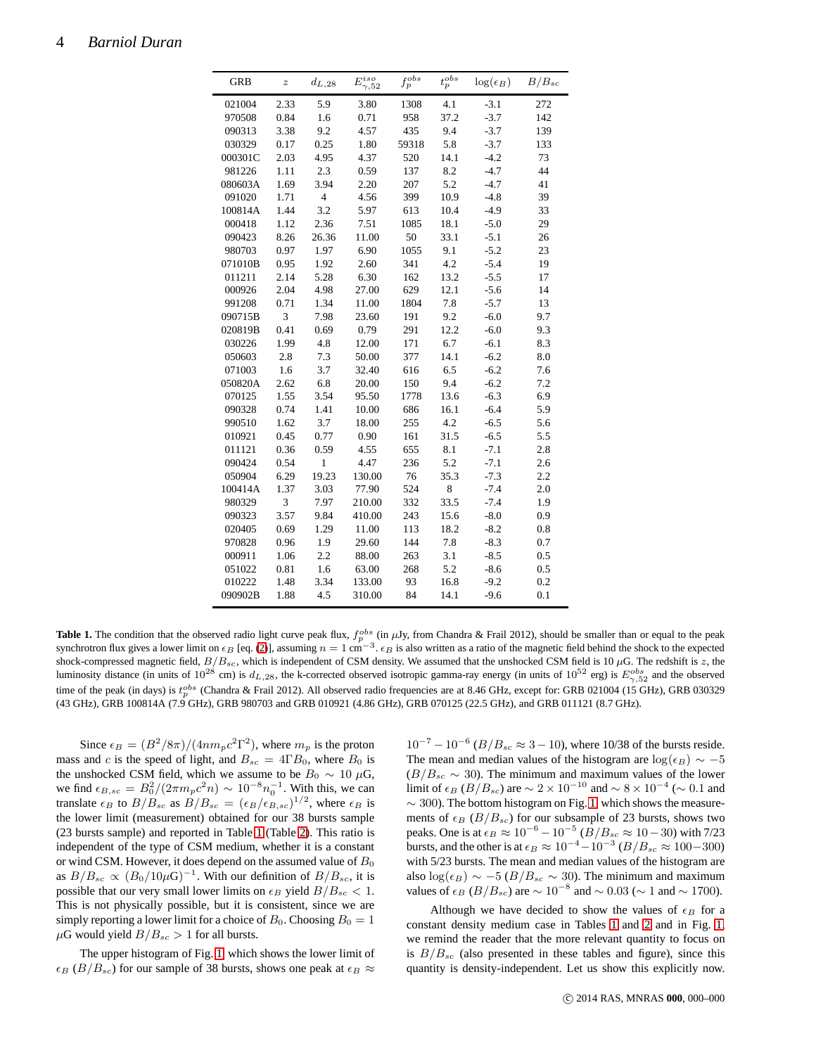| GRB | $z$ | $d_{L,28}$ | $E^{iso}_{\gamma,52}$ | $f^{obs}_p$ | $t^{obs}_p$ | $\log(\epsilon_B)$ | $B/B_{sc}$ |
|---|---|---|---|---|---|---|---|
| 021004 | 2.33 | 5.9 | 3.80 | 1308 | 4.1 | -3.1 | 272 |
| 970508 | 0.84 | 1.6 | 0.71 | 958 | 37.2 | -3.7 | 142 |
| 090313 | 3.38 | 9.2 | 4.57 | 435 | 9.4 | -3.7 | 139 |
| 030329 | 0.17 | 0.25 | 1.80 | 59318 | 5.8 | -3.7 | 133 |
| 000301C | 2.03 | 4.95 | 4.37 | 520 | 14.1 | -4.2 | 73 |
| 981226 | 1.11 | 2.3 | 0.59 | 137 | 8.2 | -4.7 | 44 |
| 080603A | 1.69 | 3.94 | 2.20 | 207 | 5.2 | -4.7 | 41 |
| 091020 | 1.71 | 4 | 4.56 | 399 | 10.9 | -4.8 | 39 |
| 100814A | 1.44 | 3.2 | 5.97 | 613 | 10.4 | -4.9 | 33 |
| 000418 | 1.12 | 2.36 | 7.51 | 1085 | 18.1 | -5.0 | 29 |
| 090423 | 8.26 | 26.36 | 11.00 | 50 | 33.1 | -5.1 | 26 |
| 980703 | 0.97 | 1.97 | 6.90 | 1055 | 9.1 | -5.2 | 23 |
| 071010B | 0.95 | 1.92 | 2.60 | 341 | 4.2 | -5.4 | 19 |
| 011211 | 2.14 | 5.28 | 6.30 | 162 | 13.2 | -5.5 | 17 |
| 000926 | 2.04 | 4.98 | 27.00 | 629 | 12.1 | -5.6 | 14 |
| 991208 | 0.71 | 1.34 | 11.00 | 1804 | 7.8 | -5.7 | 13 |
| 090715B | 3 | 7.98 | 23.60 | 191 | 9.2 | -6.0 | 9.7 |
| 020819B | 0.41 | 0.69 | 0.79 | 291 | 12.2 | -6.0 | 9.3 |
| 030226 | 1.99 | 4.8 | 12.00 | 171 | 6.7 | -6.1 | 8.3 |
| 050603 | 2.8 | 7.3 | 50.00 | 377 | 14.1 | -6.2 | 8.0 |
| 071003 | 1.6 | 3.7 | 32.40 | 616 | 6.5 | -6.2 | 7.6 |
| 050820A | 2.62 | 6.8 | 20.00 | 150 | 9.4 | -6.2 | 7.2 |
| 070125 | 1.55 | 3.54 | 95.50 | 1778 | 13.6 | -6.3 | 6.9 |
| 090328 | 0.74 | 1.41 | 10.00 | 686 | 16.1 | -6.4 | 5.9 |
| 990510 | 1.62 | 3.7 | 18.00 | 255 | 4.2 | -6.5 | 5.6 |
| 010921 | 0.45 | 0.77 | 0.90 | 161 | 31.5 | -6.5 | 5.5 |
| 011121 | 0.36 | 0.59 | 4.55 | 655 | 8.1 | -7.1 | 2.8 |
| 090424 | 0.54 | 1 | 4.47 | 236 | 5.2 | -7.1 | 2.6 |
| 050904 | 6.29 | 19.23 | 130.00 | 76 | 35.3 | -7.3 | 2.2 |
| 100414A | 1.37 | 3.03 | 77.90 | 524 | 8 | -7.4 | 2.0 |
| 980329 | 3 | 7.97 | 210.00 | 332 | 33.5 | -7.4 | 1.9 |
| 090323 | 3.57 | 9.84 | 410.00 | 243 | 15.6 | -8.0 | 0.9 |
| 020405 | 0.69 | 1.29 | 11.00 | 113 | 18.2 | -8.2 | 0.8 |
| 970828 | 0.96 | 1.9 | 29.60 | 144 | 7.8 | -8.3 | 0.7 |
| 000911 | 1.06 | 2.2 | 88.00 | 263 | 3.1 | -8.5 | 0.5 |
| 051022 | 0.81 | 1.6 | 63.00 | 268 | 5.2 | -8.6 | 0.5 |
| 010222 | 1.48 | 3.34 | 133.00 | 93 | 16.8 | -9.2 | 0.2 |
| 090902B | 1.88 | 4.5 | 310.00 | 84 | 14.1 | -9.6 | 0.1 |

**Table 1.** The condition that the observed radio light curve peak flux, $f^{obs}_p$ (in $\mu$Jy, from Chandra & Frail 2012), should be smaller than or equal to the peak synchrotron flux gives a lower limit on $\epsilon_B$ [eq. (2)], assuming $n = 1$ cm$^{-3}$. $\epsilon_B$ is also written as a ratio of the magnetic field behind the shock to the expected shock-compressed magnetic field, $B/B_{sc}$, which is independent of CSM density. We assumed that the unshocked CSM field is 10 $\mu$G. The redshift is $z$, the luminosity distance (in units of $10^{28}$ cm) is $d_{L,28}$, the k-corrected observed isotropic gamma-ray energy (in units of $10^{52}$ erg) is $E^{obs}_{\gamma,52}$ and the observed time of the peak (in days) is $t^{obs}_p$ (Chandra & Frail 2012). All observed radio frequencies are at 8.46 GHz, except for: GRB 021004 (15 GHz), GRB 030329 (43 GHz), GRB 100814A (7.9 GHz), GRB 980703 and GRB 010921 (4.86 GHz), GRB 070125 (22.5 GHz), and GRB 011211 (8.7 GHz).

Since $\epsilon_B = (B^2/8\pi)/(4nm_pc^2\Gamma^2)$, where $m_p$ is the proton mass and $c$ is the speed of light, and $B_{sc} = 4\Gamma B_0$, where $B_0$ is the unshocked CSM field, which we assume to be $B_0 \sim 10$ $\mu$G, we find $\epsilon_{B,sc} = B_0^2/(2\pi m_p c^2 n) \sim 10^{-8} n_0^{-1}$. With this, we can translate $\epsilon_B$ to $B/B_{sc}$ as $B/B_{sc} = (\epsilon_B/\epsilon_{B,sc})^{1/2}$, where $\epsilon_B$ is the lower limit (measurement) obtained for our 38 bursts sample (23 bursts sample) and reported in Table 1 (Table 2). This ratio is independent of the type of CSM medium, whether it is a constant or wind CSM. However, it does depend on the assumed value of $B_0$ as $B/B_{sc} \propto (B_0/10\mu\text{G})^{-1}$. With our definition of $B/B_{sc}$, it is possible that our very small lower limits on $\epsilon_B$ yield $B/B_{sc} < 1$. This is not physically possible, but it is consistent, since we are simply reporting a lower limit for a choice of $B_0$. Choosing $B_0 = 1$ $\mu$G would yield $B/B_{sc} > 1$ for all bursts.

The upper histogram of Fig. 1, which shows the lower limit of $\epsilon_B$ ($B/B_{sc}$) for our sample of 38 bursts, shows one peak at $\epsilon_B \approx 10^{-7} - 10^{-6}$ ($B/B_{sc} \approx 3 - 10$), where 10/38 of the bursts reside. The mean and median values of the histogram are $\log(\epsilon_B) \sim -5$ ($B/B_{sc} \sim 30$). The minimum and maximum values of the lower limit of $\epsilon_B$ ($B/B_{sc}$) are $\sim 2 \times 10^{-10}$ and $\sim 8 \times 10^{-4}$ ($\sim 0.1$ and $\sim 300$). The bottom histogram on Fig. 1, which shows the measurements of $\epsilon_B$ ($B/B_{sc}$) for our subsample of 23 bursts, shows two peaks. One is at $\epsilon_B \approx 10^{-6} - 10^{-5}$ ($B/B_{sc} \approx 10 - 30$) with 7/23 bursts, and the other is at $\epsilon_B \approx 10^{-4} - 10^{-3}$ ($B/B_{sc} \approx 100 - 300$) with 5/23 bursts. The mean and median values of the histogram are also $\log(\epsilon_B) \sim -5$ ($B/B_{sc} \sim 30$). The minimum and maximum values of $\epsilon_B$ ($B/B_{sc}$) are $\sim 10^{-8}$ and $\sim 0.03$ ($\sim 1$ and $\sim 1700$).

Although we have decided to show the values of $\epsilon_B$ for a constant density medium case in Tables 1 and 2 and in Fig. 1, we remind the reader that the more relevant quantity to focus on is $B/B_{sc}$ (also presented in these tables and figure), since this quantity is density-independent. Let us show this explicitly now.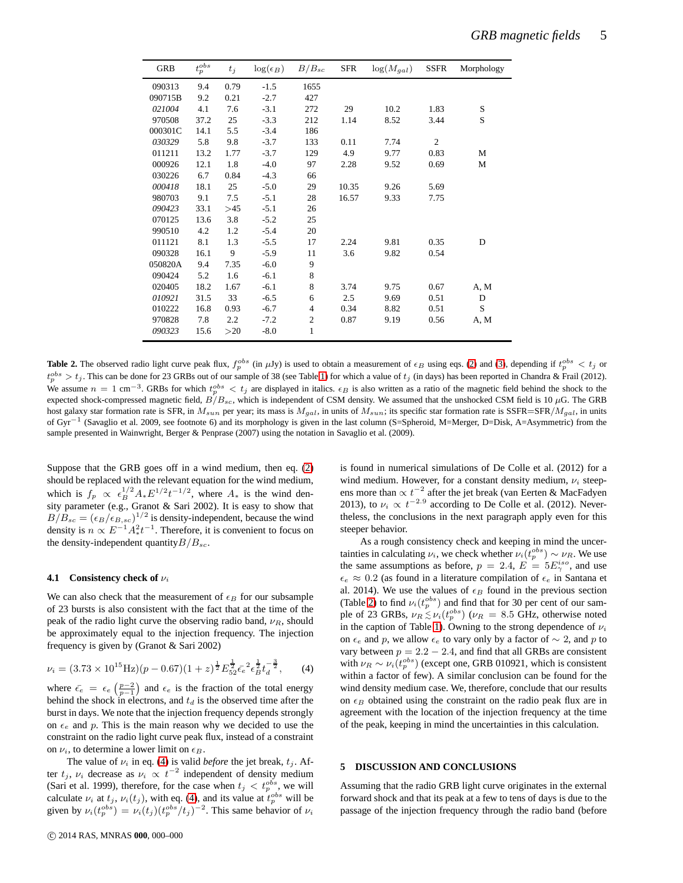| GRB | $t_p^{obs}$ | $t_j$ | $\log(\epsilon_B)$ | $B/B_{sc}$ | SFR | $\log(M_{gal})$ | SSFR | Morphology |
|---|---|---|---|---|---|---|---|---|
| 090313 | 9.4 | 0.79 | -1.5 | 1655 | | | | |
| 090715B | 9.2 | 0.21 | -2.7 | 427 | | | | |
| *021004* | 4.1 | 7.6 | -3.1 | 272 | 29 | 10.2 | 1.83 | S |
| 970508 | 37.2 | 25 | -3.3 | 212 | 1.14 | 8.52 | 3.44 | S |
| 000301C | 14.1 | 5.5 | -3.4 | 186 | | | | |
| *030329* | 5.8 | 9.8 | -3.7 | 133 | 0.11 | 7.74 | 2 | |
| 011211 | 13.2 | 1.77 | -3.7 | 129 | 4.9 | 9.77 | 0.83 | M |
| 000926 | 12.1 | 1.8 | -4.0 | 97 | 2.28 | 9.52 | 0.69 | M |
| 030226 | 6.7 | 0.84 | -4.3 | 66 | | | | |
| *000418* | 18.1 | 25 | -5.0 | 29 | 10.35 | 9.26 | 5.69 | |
| 980703 | 9.1 | 7.5 | -5.1 | 28 | 16.57 | 9.33 | 7.75 | |
| *090423* | 33.1 | >45 | -5.1 | 26 | | | | |
| 070125 | 13.6 | 3.8 | -5.2 | 25 | | | | |
| 990510 | 4.2 | 1.2 | -5.4 | 20 | | | | |
| 011121 | 8.1 | 1.3 | -5.5 | 17 | 2.24 | 9.81 | 0.35 | D |
| 090328 | 16.1 | 9 | -5.9 | 11 | 3.6 | 9.82 | 0.54 | |
| 050820A | 9.4 | 7.35 | -6.0 | 9 | | | | |
| 090424 | 5.2 | 1.6 | -6.1 | 8 | | | | |
| 020405 | 18.2 | 1.67 | -6.1 | 8 | 3.74 | 9.75 | 0.67 | A, M |
| *010921* | 31.5 | 33 | -6.5 | 6 | 2.5 | 9.69 | 0.51 | D |
| 010222 | 16.8 | 0.93 | -6.7 | 4 | 0.34 | 8.82 | 0.51 | S |
| 970828 | 7.8 | 2.2 | -7.2 | 2 | 0.87 | 9.19 | 0.56 | A, M |
| *090323* | 15.6 | >20 | -8.0 | 1 | | | | |

**Table 2.** The observed radio light curve peak flux, $f_p^{obs}$ (in $\mu$Jy) is used to obtain a measurement of $\epsilon_B$ using eqs. (2) and (3), depending if $t_p^{obs} < t_j$ or $t_p^{obs} > t_j$. This can be done for 23 GRBs out of our sample of 38 (see Table 1) for which a value of $t_j$ (in days) has been reported in Chandra & Frail (2012). We assume $n = 1$ cm$^{-3}$. GRBs for which $t_p^{obs} < t_j$ are displayed in italics. $\epsilon_B$ is also written as a ratio of the magnetic field behind the shock to the expected shock-compressed magnetic field, $B/B_{sc}$, which is independent of CSM density. We assumed that the unshocked CSM field is 10 $\mu$G. The GRB host galaxy star formation rate is SFR, in $M_{sun}$ per year; its mass is $M_{gal}$, in units of $M_{sun}$; its specific star formation rate is SSFR=SFR/$M_{gal}$, in units of Gyr$^{-1}$ (Savaglio et al. 2009, see footnote 6) and its morphology is given in the last column (S=Spheroid, M=Merger, D=Disk, A=Asymmetric) from the sample presented in Wainwright, Berger & Penprase (2007) using the notation in Savaglio et al. (2009).

Suppose that the GRB goes off in a wind medium, then eq. (2) should be replaced with the relevant equation for the wind medium, which is $f_p \propto \epsilon_B^{1/2} A_* E^{1/2} t^{-1/2}$, where $A_*$ is the wind density parameter (e.g., Granot & Sari 2002). It is easy to show that $B/B_{sc} = (\epsilon_B/\epsilon_{B,sc})^{1/2}$ is density-independent, because the wind density is $n \propto E^{-1} A_*^2 t^{-1}$. Therefore, it is convenient to focus on the density-independent quantity $B/B_{sc}$.

### 4.1 Consistency check of $\nu_i$

We can also check that the measurement of $\epsilon_B$ for our subsample of 23 bursts is also consistent with the fact that at the time of the peak of the radio light curve the observing radio band, $\nu_R$, should be approximately equal to the injection frequency. The injection frequency is given by (Granot & Sari 2002)

$$\nu_i = (3.73 \times 10^{15}\mathrm{Hz})(p - 0.67)(1+z)^{\frac{1}{2}} E_{52}^{\frac{1}{2}} \bar{\epsilon_e}^{2} \epsilon_B^{\frac{1}{2}} t_d^{-\frac{3}{2}}, \qquad (4)$$

where $\bar{\epsilon_e} = \epsilon_e \left(\frac{p-2}{p-1}\right)$ and $\epsilon_e$ is the fraction of the total energy behind the shock in electrons, and $t_d$ is the observed time after the burst in days. We note that the injection frequency depends strongly on $\epsilon_e$ and $p$. This is the main reason why we decided to use the constraint on the radio light curve peak flux, instead of a constraint on $\nu_i$, to determine a lower limit on $\epsilon_B$.

The value of $\nu_i$ in eq. (4) is valid *before* the jet break, $t_j$. After $t_j$, $\nu_i$ decrease as $\nu_i \propto t^{-2}$ independent of density medium (Sari et al. 1999), therefore, for the case when $t_j < t_p^{obs}$, we will calculate $\nu_i$ at $t_j$, $\nu_i(t_j)$, with eq. (4), and its value at $t_p^{obs}$ will be given by $\nu_i(t_p^{obs}) = \nu_i(t_j)(t_p^{obs}/t_j)^{-2}$. This same behavior of $\nu_i$ is found in numerical simulations of De Colle et al. (2012) for a wind medium. However, for a constant density medium, $\nu_i$ steepens more than $\propto t^{-2}$ after the jet break (van Eerten & MacFadyen 2013), to $\nu_i \propto t^{-2.9}$ according to De Colle et al. (2012). Nevertheless, the conclusions in the next paragraph apply even for this steeper behavior.

As a rough consistency check and keeping in mind the uncertainties in calculating $\nu_i$, we check whether $\nu_i(t_p^{obs}) \sim \nu_R$. We use the same assumptions as before, $p = 2.4$, $E = 5E_\gamma^{iso}$, and use $\epsilon_e \approx 0.2$ (as found in a literature compilation of $\epsilon_e$ in Santana et al. 2014). We use the values of $\epsilon_B$ found in the previous section (Table 2) to find $\nu_i(t_p^{obs})$ and find that for 30 per cent of our sample of 23 GRBs, $\nu_R \lesssim \nu_i(t_p^{obs})$ ($\nu_R = 8.5$ GHz, otherwise noted in the caption of Table 1). Owning to the strong dependence of $\nu_i$ on $\epsilon_e$ and $p$, we allow $\epsilon_e$ to vary only by a factor of $\sim 2$, and $p$ to vary between $p = 2.2 - 2.4$, and find that all GRBs are consistent with $\nu_R \sim \nu_i(t_p^{obs})$ (except one, GRB 010921, which is consistent within a factor of few). A similar conclusion can be found for the wind density medium case. We, therefore, conclude that our results on $\epsilon_B$ obtained using the constraint on the radio peak flux are in agreement with the location of the injection frequency at the time of the peak, keeping in mind the uncertainties in this calculation.

## 5 DISCUSSION AND CONCLUSIONS

Assuming that the radio GRB light curve originates in the external forward shock and that its peak at a few to tens of days is due to the passage of the injection frequency through the radio band (before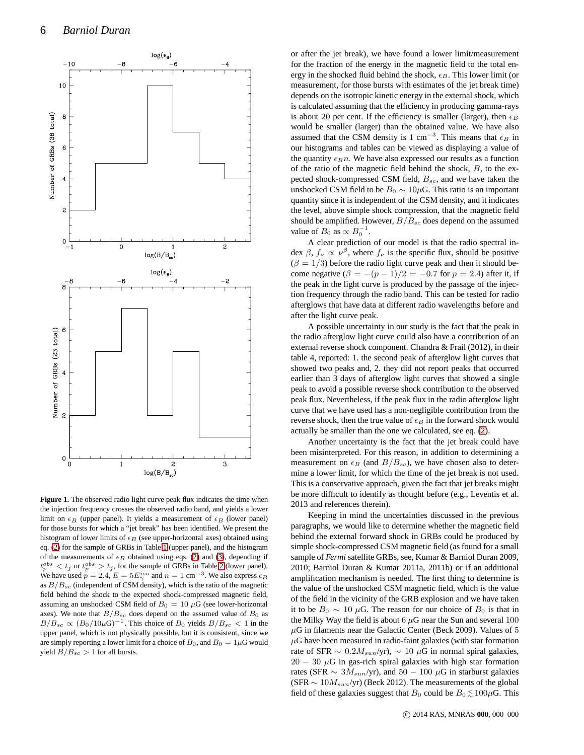**Figure 1.** The observed radio light curve peak flux indicates the time when the injection frequency crosses the observed radio band, and yields a lower limit on $\epsilon_B$ (upper panel). It yields a measurement of $\epsilon_B$ (lower panel) for those bursts for which a "jet break" has been identified. We present the histogram of lower limits of $\epsilon_B$ (see upper-horizontal axes) obtained using eq. (2) for the sample of GRBs in Table 1 (upper panel), and the histogram of the measurements of $\epsilon_B$ obtained using eqs. (2) and (3), depending if $t_p^{obs} < t_j$ or $t_p^{obs} > t_j$, for the sample of GRBs in Table 2 (lower panel). We have used $p = 2.4$, $E = 5E_\gamma^{iso}$ and $n = 1$ cm$^{-3}$. We also express $\epsilon_B$ as $B/B_{sc}$ (independent of CSM density), which is the ratio of the magnetic field behind the shock to the expected shock-compressed magnetic field, assuming an unshocked CSM field of $B_0 = 10$ $\mu$G (see lower-horizontal axes). We note that $B/B_{sc}$ does depend on the assumed value of $B_0$ as $B/B_{sc} \propto (B_0/10\mu\text{G})^{-1}$. This choice of $B_0$ yields $B/B_{sc} < 1$ in the upper panel, which is not physically possible, but it is consistent, since we are simply reporting a lower limit for a choice of $B_0$, and $B_0 = 1\mu$G would yield $B/B_{sc} > 1$ for all bursts.

or after the jet break), we have found a lower limit/measurement for the fraction of the energy in the magnetic field to the total energy in the shocked fluid behind the shock, $\epsilon_B$. This lower limit (or measurement, for those bursts with estimates of the jet break time) depends on the isotropic kinetic energy in the external shock, which is calculated assuming that the efficiency in producing gamma-rays is about 20 per cent. If the efficiency is smaller (larger), then $\epsilon_B$ would be smaller (larger) than the obtained value. We have also assumed that the CSM density is 1 cm$^{-3}$. This means that $\epsilon_B$ in our histograms and tables can be viewed as displaying a value of the quantity $\epsilon_B n$. We have also expressed our results as a function of the ratio of the magnetic field behind the shock, $B$, to the expected shock-compressed CSM field, $B_{sc}$, and we have taken the unshocked CSM field to be $B_0 \sim 10\mu$G. This ratio is an important quantity since it is independent of the CSM density, and it indicates the level, above simple shock compression, that the magnetic field should be amplified. However, $B/B_{sc}$ does depend on the assumed value of $B_0$ as $\propto B_0^{-1}$.

A clear prediction of our model is that the radio spectral index $\beta$, $f_\nu \propto \nu^\beta$, where $f_\nu$ is the specific flux, should be positive ($\beta = 1/3$) before the radio light curve peak and then it should become negative ($\beta = -(p-1)/2 = -0.7$ for $p = 2.4$) after it, if the peak in the light curve is produced by the passage of the injection frequency through the radio band. This can be tested for radio afterglows that have data at different radio wavelengths before and after the light curve peak.

A possible uncertainty in our study is the fact that the peak in the radio afterglow light curve could also have a contribution of an external reverse shock component. Chandra & Frail (2012), in their table 4, reported: 1. the second peak of afterglow light curves that showed two peaks and, 2. they did not report peaks that occurred earlier than 3 days of afterglow light curves that showed a single peak to avoid a possible reverse shock contribution to the observed peak flux. Nevertheless, if the peak flux in the radio afterglow light curve that we have used has a non-negligible contribution from the reverse shock, then the true value of $\epsilon_B$ in the forward shock would actually be smaller than the one we calculated, see eq. (2).

Another uncertainty is the fact that the jet break could have been misinterpreted. For this reason, in addition to determining a measurement on $\epsilon_B$ (and $B/B_{sc}$), we have chosen also to determine a lower limit, for which the time of the jet break is not used. This is a conservative approach, given the fact that jet breaks might be more difficult to identify as thought before (e.g., Leventis et al. 2013 and references therein).

Keeping in mind the uncertainties discussed in the previous paragraphs, we would like to determine whether the magnetic field behind the external forward shock in GRBs could be produced by simple shock-compressed CSM magnetic field (as found for a small sample of *Fermi* satellite GRBs, see, Kumar & Barniol Duran 2009, 2010; Barniol Duran & Kumar 2011a, 2011b) or if an additional amplification mechanism is needed. The first thing to determine is the value of the unshocked CSM magnetic field, which is the value of the field in the vicinity of the GRB explosion and we have taken it to be $B_0 \sim 10$ $\mu$G. The reason for our choice of $B_0$ is that in the Milky Way the field is about 6 $\mu$G near the Sun and several 100 $\mu$G in filaments near the Galactic Center (Beck 2009). Values of 5 $\mu$G have been measured in radio-faint galaxies (with star formation rate of SFR $\sim 0.2 M_{sun}$/yr), $\sim 10$ $\mu$G in normal spiral galaxies, $20 - 30$ $\mu$G in gas-rich spiral galaxies with high star formation rates (SFR $\sim 3M_{sun}$/yr), and $50 - 100$ $\mu$G in starburst galaxies (SFR $\sim 10M_{sun}$/yr) (Beck 2012). The measurements of the global field of these galaxies suggest that $B_0$ could be $B_0 \lesssim 100\mu$G. This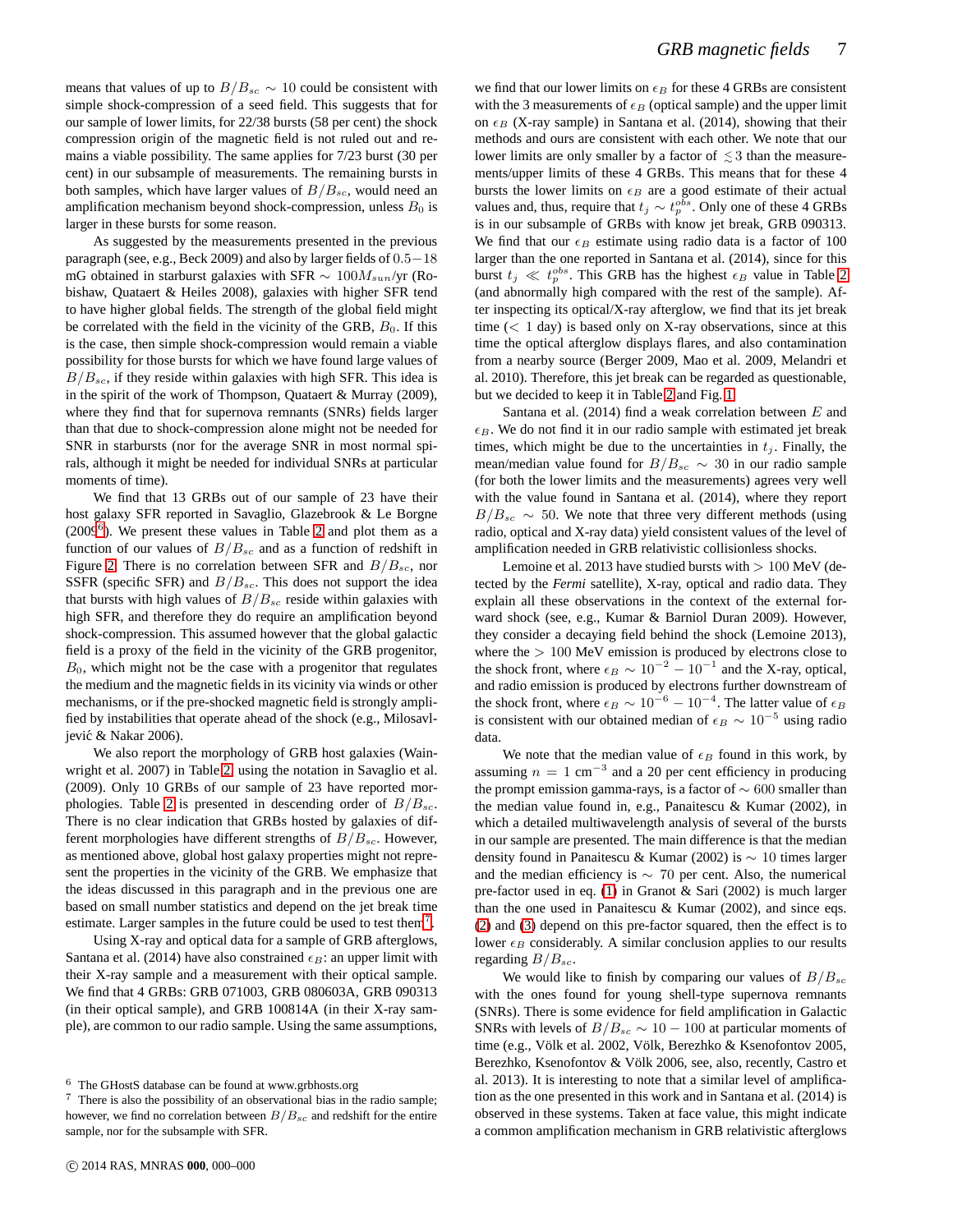means that values of up to $B/B_{sc} \sim 10$ could be consistent with simple shock-compression of a seed field. This suggests that for our sample of lower limits, for 22/38 bursts (58 per cent) the shock compression origin of the magnetic field is not ruled out and remains a viable possibility. The same applies for 7/23 burst (30 per cent) in our subsample of measurements. The remaining bursts in both samples, which have larger values of $B/B_{sc}$, would need an amplification mechanism beyond shock-compression, unless $B_0$ is larger in these bursts for some reason.

As suggested by the measurements presented in the previous paragraph (see, e.g., Beck 2009) and also by larger fields of $0.5-18$ mG obtained in starburst galaxies with SFR $\sim 100 M_{sun}$/yr (Robishaw, Quataert & Heiles 2008), galaxies with higher SFR tend to have higher global fields. The strength of the global field might be correlated with the field in the vicinity of the GRB, $B_0$. If this is the case, then simple shock-compression would remain a viable possibility for those bursts for which we have found large values of $B/B_{sc}$, if they reside within galaxies with high SFR. This idea is in the spirit of the work of Thompson, Quataert & Murray (2009), where they find that for supernova remnants (SNRs) fields larger than that due to shock-compression alone might not be needed for SNR in starbursts (nor for the average SNR in most normal spirals, although it might be needed for individual SNRs at particular moments of time).

We find that 13 GRBs out of our sample of 23 have their host galaxy SFR reported in Savaglio, Glazebrook & Le Borgne (2009[6]). We present these values in Table 2 and plot them as a function of our values of $B/B_{sc}$ and as a function of redshift in Figure 2. There is no correlation between SFR and $B/B_{sc}$, nor SSFR (specific SFR) and $B/B_{sc}$. This does not support the idea that bursts with high values of $B/B_{sc}$ reside within galaxies with high SFR, and therefore they do require an amplification beyond shock-compression. This assumed however that the global galactic field is a proxy of the field in the vicinity of the GRB progenitor, $B_0$, which might not be the case with a progenitor that regulates the medium and the magnetic fields in its vicinity via winds or other mechanisms, or if the pre-shocked magnetic field is strongly amplified by instabilities that operate ahead of the shock (e.g., Milosavljević & Nakar 2006).

We also report the morphology of GRB host galaxies (Wainwright et al. 2007) in Table 2, using the notation in Savaglio et al. (2009). Only 10 GRBs of our sample of 23 have reported morphologies. Table 2 is presented in descending order of $B/B_{sc}$. There is no clear indication that GRBs hosted by galaxies of different morphologies have different strengths of $B/B_{sc}$. However, as mentioned above, global host galaxy properties might not represent the properties in the vicinity of the GRB. We emphasize that the ideas discussed in this paragraph and in the previous one are based on small number statistics and depend on the jet break time estimate. Larger samples in the future could be used to test them[7].

Using X-ray and optical data for a sample of GRB afterglows, Santana et al. (2014) have also constrained $\epsilon_B$: an upper limit with their X-ray sample and a measurement with their optical sample. We find that 4 GRBs: GRB 071003, GRB 080603A, GRB 090313 (in their optical sample), and GRB 100814A (in their X-ray sample), are common to our radio sample. Using the same assumptions, we find that our lower limits on $\epsilon_B$ for these 4 GRBs are consistent with the 3 measurements of $\epsilon_B$ (optical sample) and the upper limit on $\epsilon_B$ (X-ray sample) in Santana et al. (2014), showing that their methods and ours are consistent with each other. We note that our lower limits are only smaller by a factor of $\lesssim 3$ than the measurements/upper limits of these 4 GRBs. This means that for these 4 bursts the lower limits on $\epsilon_B$ are a good estimate of their actual values and, thus, require that $t_j \sim t_p^{obs}$. Only one of these 4 GRBs is in our subsample of GRBs with know jet break, GRB 090313. We find that our $\epsilon_B$ estimate using radio data is a factor of 100 larger than the one reported in Santana et al. (2014), since for this burst $t_j \ll t_p^{obs}$. This GRB has the highest $\epsilon_B$ value in Table 2 (and abnormally high compared with the rest of the sample). After inspecting its optical/X-ray afterglow, we find that its jet break time ($< 1$ day) is based only on X-ray observations, since at this time the optical afterglow displays flares, and also contamination from a nearby source (Berger 2009, Mao et al. 2009, Melandri et al. 2010). Therefore, this jet break can be regarded as questionable, but we decided to keep it in Table 2 and Fig. 1.

Santana et al. (2014) find a weak correlation between $E$ and $\epsilon_B$. We do not find it in our radio sample with estimated jet break times, which might be due to the uncertainties in $t_j$. Finally, the mean/median value found for $B/B_{sc} \sim 30$ in our radio sample (for both the lower limits and the measurements) agrees very well with the value found in Santana et al. (2014), where they report $B/B_{sc} \sim 50$. We note that three very different methods (using radio, optical and X-ray data) yield consistent values of the level of amplification needed in GRB relativistic collisionless shocks.

Lemoine et al. 2013 have studied bursts with $> 100$ MeV (detected by the *Fermi* satellite), X-ray, optical and radio data. They explain all these observations in the context of the external forward shock (see, e.g., Kumar & Barniol Duran 2009). However, they consider a decaying field behind the shock (Lemoine 2013), where the $> 100$ MeV emission is produced by electrons close to the shock front, where $\epsilon_B \sim 10^{-2} - 10^{-1}$ and the X-ray, optical, and radio emission is produced by electrons further downstream of the shock front, where $\epsilon_B \sim 10^{-6} - 10^{-4}$. The latter value of $\epsilon_B$ is consistent with our obtained median of $\epsilon_B \sim 10^{-5}$ using radio data.

We note that the median value of $\epsilon_B$ found in this work, by assuming $n = 1$ cm$^{-3}$ and a 20 per cent efficiency in producing the prompt emission gamma-rays, is a factor of $\sim 600$ smaller than the median value found in, e.g., Panaitescu & Kumar (2002), in which a detailed multiwavelength analysis of several of the bursts in our sample are presented. The main difference is that the median density found in Panaitescu & Kumar (2002) is $\sim 10$ times larger and the median efficiency is $\sim 70$ per cent. Also, the numerical pre-factor used in eq. (1) in Granot & Sari (2002) is much larger than the one used in Panaitescu & Kumar (2002), and since eqs. (2) and (3) depend on this pre-factor squared, then the effect is to lower $\epsilon_B$ considerably. A similar conclusion applies to our results regarding $B/B_{sc}$.

We would like to finish by comparing our values of $B/B_{sc}$ with the ones found for young shell-type supernova remnants (SNRs). There is some evidence for field amplification in Galactic SNRs with levels of $B/B_{sc} \sim 10 - 100$ at particular moments of time (e.g., Völk et al. 2002, Völk, Berezhko & Ksenofontov 2005, Berezhko, Ksenofontov & Völk 2006, see, also, recently, Castro et al. 2013). It is interesting to note that a similar level of amplification as the one presented in this work and in Santana et al. (2014) is observed in these systems. Taken at face value, this might indicate a common amplification mechanism in GRB relativistic afterglows

[6] The GHostS database can be found at www.grbhosts.org

[7] There is also the possibility of an observational bias in the radio sample; however, we find no correlation between $B/B_{sc}$ and redshift for the entire sample, nor for the subsample with SFR.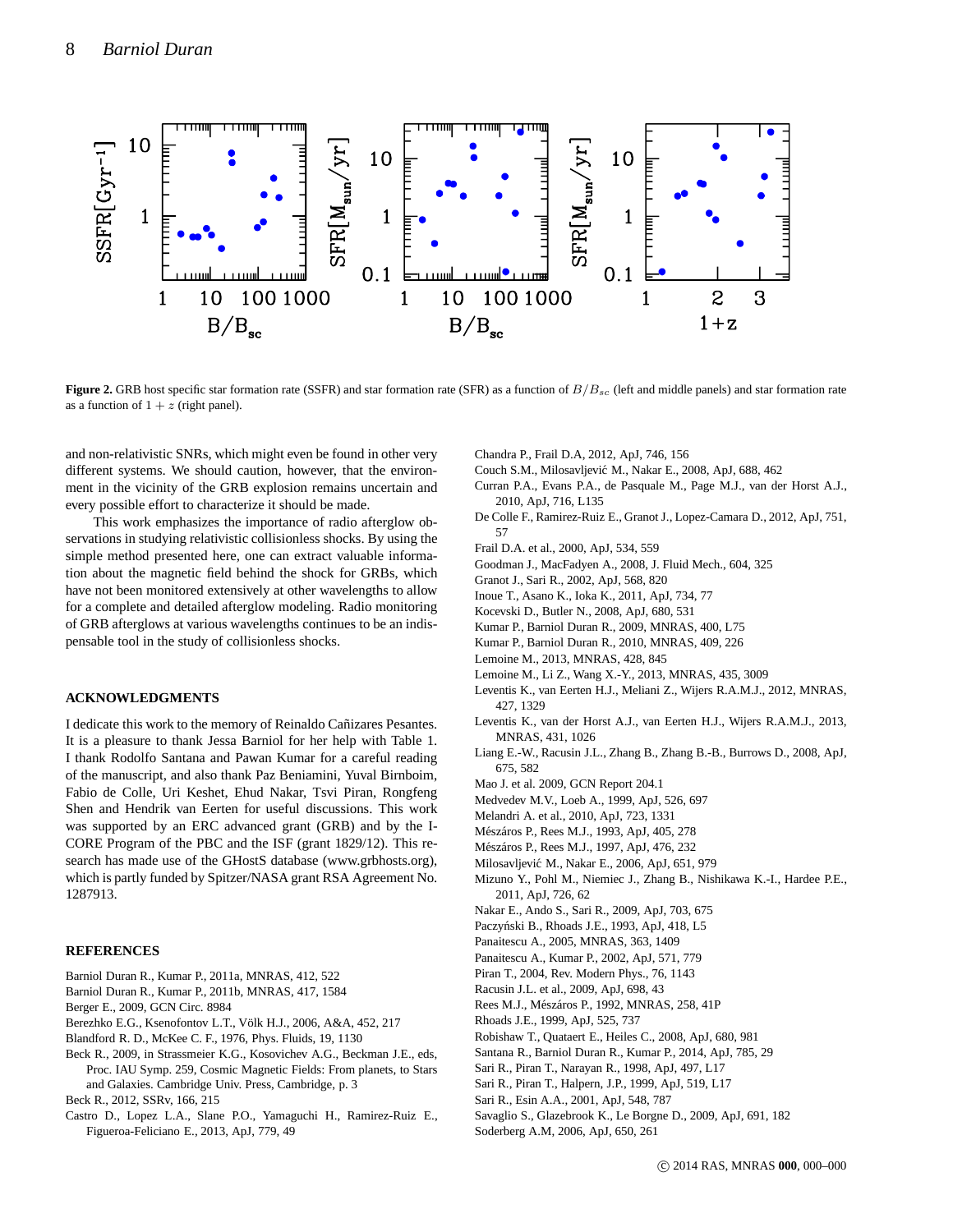Figure 2. GRB host specific star formation rate (SSFR) and star formation rate (SFR) as a function of $B/B_{sc}$ (left and middle panels) and star formation rate as a function of $1+z$ (right panel).

and non-relativistic SNRs, which might even be found in other very different systems. We should caution, however, that the environment in the vicinity of the GRB explosion remains uncertain and every possible effort to characterize it should be made.

This work emphasizes the importance of radio afterglow observations in studying relativistic collisionless shocks. By using the simple method presented here, one can extract valuable information about the magnetic field behind the shock for GRBs, which have not been monitored extensively at other wavelengths to allow for a complete and detailed afterglow modeling. Radio monitoring of GRB afterglows at various wavelengths continues to be an indispensable tool in the study of collisionless shocks.

## ACKNOWLEDGMENTS

I dedicate this work to the memory of Reinaldo Cañizares Pesantes. It is a pleasure to thank Jessa Barniol for her help with Table 1. I thank Rodolfo Santana and Pawan Kumar for a careful reading of the manuscript, and also thank Paz Beniamini, Yuval Birnboim, Fabio de Colle, Uri Keshet, Ehud Nakar, Tsvi Piran, Rongfeng Shen and Hendrik van Eerten for useful discussions. This work was supported by an ERC advanced grant (GRB) and by the I-CORE Program of the PBC and the ISF (grant 1829/12). This research has made use of the GHostS database (www.grbhosts.org), which is partly funded by Spitzer/NASA grant RSA Agreement No. 1287913.

## REFERENCES

Barniol Duran R., Kumar P., 2011a, MNRAS, 412, 522
Barniol Duran R., Kumar P., 2011b, MNRAS, 417, 1584
Berger E., 2009, GCN Circ. 8984
Berezhko E.G., Ksenofontov L.T., Völk H.J., 2006, A&A, 452, 217
Blandford R. D., McKee C. F., 1976, Phys. Fluids, 19, 1130
Beck R., 2009, in Strassmeier K.G., Kosovichev A.G., Beckman J.E., eds, Proc. IAU Symp. 259, Cosmic Magnetic Fields: From planets, to Stars and Galaxies. Cambridge Univ. Press, Cambridge, p. 3
Beck R., 2012, SSRv, 166, 215
Castro D., Lopez L.A., Slane P.O., Yamaguchi H., Ramirez-Ruiz E., Figueroa-Feliciano E., 2013, ApJ, 779, 49
Chandra P., Frail D.A, 2012, ApJ, 746, 156
Couch S.M., Milosavljević M., Nakar E., 2008, ApJ, 688, 462
Curran P.A., Evans P.A., de Pasquale M., Page M.J., van der Horst A.J., 2010, ApJ, 716, L135
De Colle F., Ramirez-Ruiz E., Granot J., Lopez-Camara D., 2012, ApJ, 751, 57
Frail D.A. et al., 2000, ApJ, 534, 559
Goodman J., MacFadyen A., 2008, J. Fluid Mech., 604, 325
Granot J., Sari R., 2002, ApJ, 568, 820
Inoue T., Asano K., Ioka K., 2011, ApJ, 734, 77
Kocevski D., Butler N., 2008, ApJ, 680, 531
Kumar P., Barniol Duran R., 2009, MNRAS, 400, L75
Kumar P., Barniol Duran R., 2010, MNRAS, 409, 226
Lemoine M., 2013, MNRAS, 428, 845
Lemoine M., Li Z., Wang X.-Y., 2013, MNRAS, 435, 3009
Leventis K., van Eerten H.J., Meliani Z., Wijers R.A.M.J., 2012, MNRAS, 427, 1329
Leventis K., van der Horst A.J., van Eerten H.J., Wijers R.A.M.J., 2013, MNRAS, 431, 1026
Liang E.-W., Racusin J.L., Zhang B., Zhang B.-B., Burrows D., 2008, ApJ, 675, 582
Mao J. et al. 2009, GCN Report 204.1
Medvedev M.V., Loeb A., 1999, ApJ, 526, 697
Melandri A. et al., 2010, ApJ, 723, 1331
Mészáros P., Rees M.J., 1993, ApJ, 405, 278
Mészáros P., Rees M.J., 1997, ApJ, 476, 232
Milosavljević M., Nakar E., 2006, ApJ, 651, 979
Mizuno Y., Pohl M., Niemiec J., Zhang B., Nishikawa K.-I., Hardee P.E., 2011, ApJ, 726, 62
Nakar E., Ando S., Sari R., 2009, ApJ, 703, 675
Paczyński B., Rhoads J.E., 1993, ApJ, 418, L5
Panaitescu A., 2005, MNRAS, 363, 1409
Panaitescu A., Kumar P., 2002, ApJ, 571, 779
Piran T., 2004, Rev. Modern Phys., 76, 1143
Racusin J.L. et al., 2009, ApJ, 698, 43
Rees M.J., Mészáros P., 1992, MNRAS, 258, 41P
Rhoads J.E., 1999, ApJ, 525, 737
Robishaw T., Quataert E., Heiles C., 2008, ApJ, 680, 981
Santana R., Barniol Duran R., Kumar P., 2014, ApJ, 785, 29
Sari R., Piran T., Narayan R., 1998, ApJ, 497, L17
Sari R., Piran T., Halpern, J.P., 1999, ApJ, 519, L17
Sari R., Esin A.A., 2001, ApJ, 548, 787
Savaglio S., Glazebrook K., Le Borgne D., 2009, ApJ, 691, 182
Soderberg A.M, 2006, ApJ, 650, 261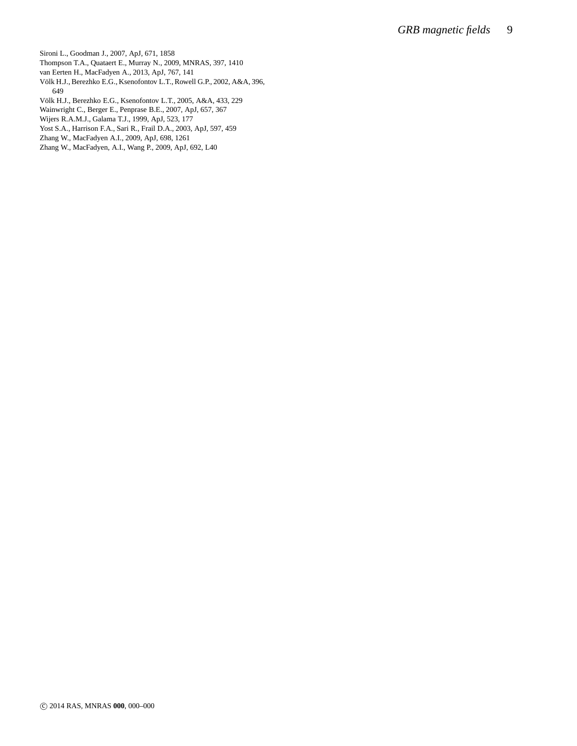Sironi L., Goodman J., 2007, ApJ, 671, 1858
Thompson T.A., Quataert E., Murray N., 2009, MNRAS, 397, 1410
van Eerten H., MacFadyen A., 2013, ApJ, 767, 141
Völk H.J., Berezhko E.G., Ksenofontov L.T., Rowell G.P., 2002, A&A, 396, 649
Völk H.J., Berezhko E.G., Ksenofontov L.T., 2005, A&A, 433, 229
Wainwright C., Berger E., Penprase B.E., 2007, ApJ, 657, 367
Wijers R.A.M.J., Galama T.J., 1999, ApJ, 523, 177
Yost S.A., Harrison F.A., Sari R., Frail D.A., 2003, ApJ, 597, 459
Zhang W., MacFadyen A.I., 2009, ApJ, 698, 1261
Zhang W., MacFadyen, A.I., Wang P., 2009, ApJ, 692, L40